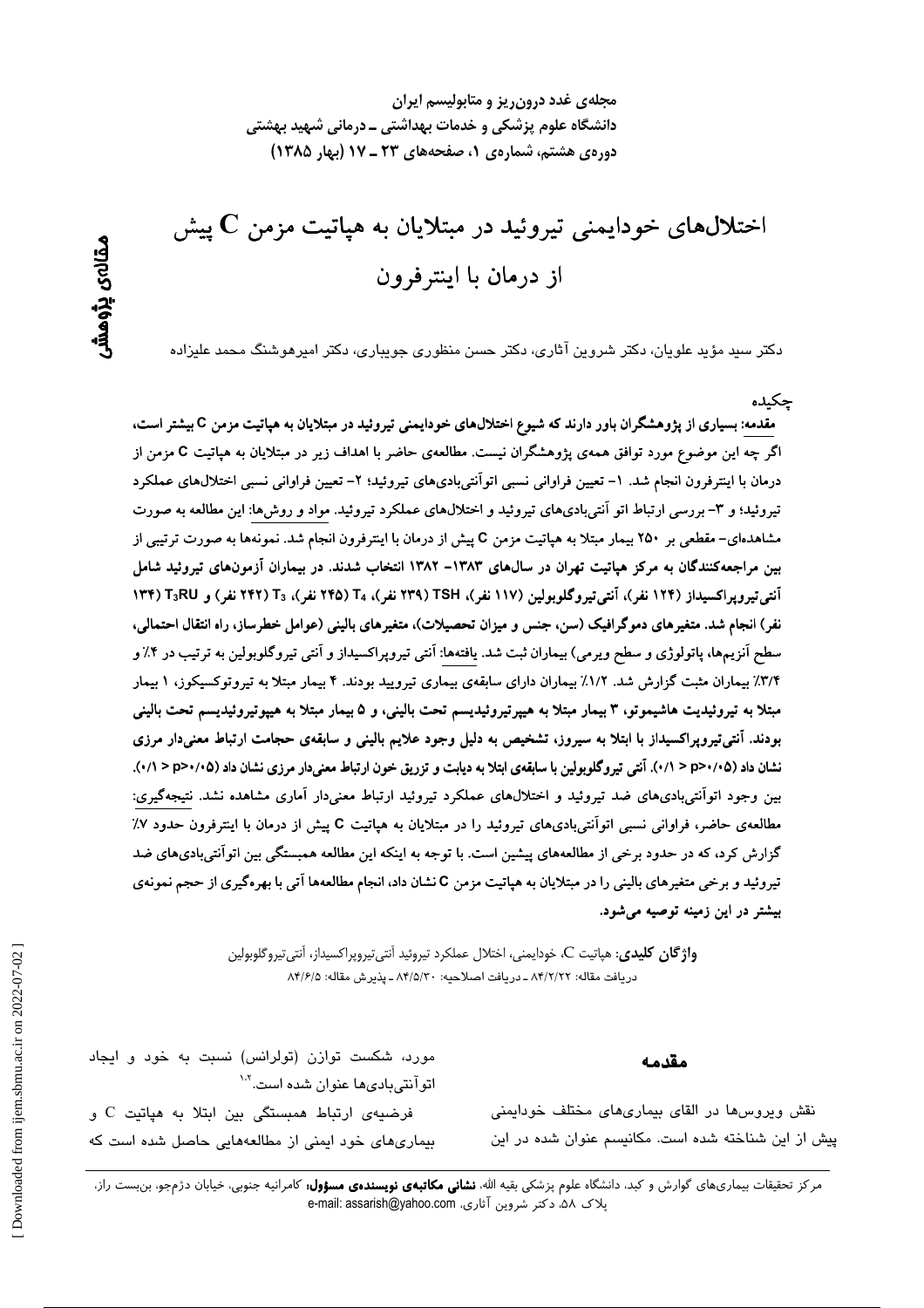مجله‌ی غدد درون‌ریز و متابولیسم ایران
دانشگاه علوم پزشکی و خدمات بهداشتی ـ درمانی شهید بهشتی
دوره‌ی هشتم، شماره‌ی ۱، صفحه‌های ۲۳ ـ ۱۷ (بهار ۱۳۸۵)

مقاله‌ی پژوهشی

# اختلال‌های خودایمنی تیروئید در مبتلایان به هپاتیت مزمن C پیش از درمان با اینترفرون

دکتر سید مؤید علویان، دکتر شروین آثاری، دکتر حسن منظوری جویباری، دکتر امیرهوشنگ محمد علیزاده

## چکیده

**مقدمه: بسیاری از پژوهشگران باور دارند که شیوع اختلال‌های خودایمنی تیروئید در مبتلایان به هپاتیت مزمن C بیشتر است، اگر چه این موضوع مورد توافق همه‌ی پژوهشگران نیست. مطالعه‌ی حاضر با اهداف زیر در مبتلایان به هپاتیت C مزمن از درمان با اینترفرون انجام شد. ۱- تعیین فراوانی نسبی اتوآنتی‌بادی‌های تیروئید؛ ۲- تعیین فراوانی نسبی اختلال‌های عملکرد تیروئید؛ و ۳- بررسی ارتباط اتو آنتی‌بادی‌های تیروئید و اختلال‌های عملکرد تیروئید. مواد و روش‌ها: این مطالعه به صورت مشاهده‌ای- مقطعی بر ۲۵۰ بیمار مبتلا به هپاتیت مزمن C پیش از درمان با اینترفرون انجام شد. نمونه‌ها به صورت ترتیبی از بین مراجعه‌کنندگان به مرکز هپاتیت تهران در سال‌های ۱۳۸۳- ۱۳۸۲ انتخاب شدند. در بیماران آزمون‌های تیروئید شامل آنتی‌تیروپراکسیداز (۱۲۴ نفر)، آنتی‌تیروگلوبولین (۱۱۷ نفر)، TSH (۲۳۹ نفر)، $T_4$ (۲۴۵ نفر)، $T_3$ (۲۴۲ نفر) و $T_3RU$ (۱۳۴ نفر) انجام شد. متغیرهای دموگرافیک (سن، جنس و میزان تحصیلات)، متغیرهای بالینی (عوامل خطرساز، راه انتقال احتمالی، سطح آنزیم‌ها، پاتولوژی و سطح ویرمی) بیماران ثبت شد. یافته‌ها: آنتی تیروپراکسیداز و آنتی تیروگلوبولین به ترتیب در ۴٪ و ۳/۴٪ بیماران مثبت گزارش شد. ۱/۲٪ بیماران دارای سابقه‌ی بیماری تیرویید بودند. ۴ بیمار مبتلا به تیروتوکسیکوز، ۱ بیمار مبتلا به تیروئیدیت هاشیموتو، ۳ بیمار مبتلا به هیپرتیروئیدیسم تحت بالینی، و ۵ بیمار مبتلا به هیپوتیروئیدیسم تحت بالینی بودند. آنتی‌تیروپراکسیداز با ابتلا به سیروز، تشخیص به دلیل وجود علایم بالینی و سابقه‌ی حجامت ارتباط معنی‌دار مرزی نشان داد (۰/۱ > p>۰/۰۵). آنتی تیروگلوبولین با سابقه‌ی ابتلا به دیابت و تزریق خون ارتباط معنی‌دار مرزی نشان داد (۰/۱ > p>۰/۰۵). بین وجود اتوآنتی‌بادی‌های ضد تیروئید و اختلال‌های عملکرد تیروئید ارتباط معنی‌دار آماری مشاهده نشد. نتیجه‌گیری: مطالعه‌ی حاضر، فراوانی نسبی اتوآنتی‌بادی‌های تیروئید را در مبتلایان به هپاتیت C پیش از درمان با اینترفرون حدود ۷٪ گزارش کرد، که در حدود برخی از مطالعه‌های پیشین است. با توجه به اینکه این مطالعه همبستگی بین اتوآنتی‌بادی‌های ضد تیروئید و برخی متغیرهای بالینی را در مبتلایان به هپاتیت مزمن C نشان داد، انجام مطالعه‌ها آتی با بهره‌گیری از حجم نمونه‌ی بیشتر در این زمینه توصیه می‌شود.**

**واژگان کلیدی**: هپاتیت C، خودایمنی، اختلال عملکرد تیروئید آنتی‌تیروپراکسیداز، آنتی‌تیروگلوبولین

دریافت مقاله: ۸۴/۲/۲۲ ـ دریافت اصلاحیه: ۸۴/۵/۳۰ ـ پذیرش مقاله: ۸۴/۶/۵

## مقدمه

نقش ویروس‌ها در القای بیماری‌های مختلف خودایمنی پیش از این شناخته شده است. مکانیسم عنوان شده در این مورد، شکست توازن (تولرانس) نسبت به خود و ایجاد اتوآنتی‌بادی‌ها عنوان شده است.[1,2]

فرضیه‌ی ارتباط همبستگی بین ابتلا به هپاتیت C و بیماری‌های خود ایمنی از مطالعه‌هایی حاصل شده است که

مرکز تحقیقات بیماری‌های گوارش و کبد، دانشگاه علوم پزشکی بقیه الله، **نشانی مکاتبه‌ی نویسنده‌ی مسؤول:** کامرانیه جنوبی، خیابان دژم‌جو، بن‌بست راز، پلاک ۵۸، دکتر شروین آثاری. e-mail: assarish@yahoo.com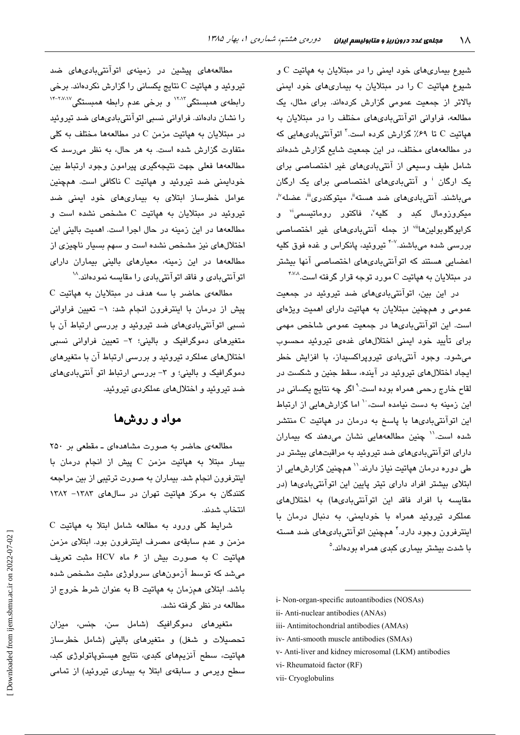شیوع بیماری‌های خود ایمنی را در مبتلایان به هپاتیت C و شیوع هپاتیت C را در مبتلایان به بیماری‌های خود ایمنی بالاتر از جمعیت عمومی گزارش کرده‌اند. برای مثال، یک مطالعه، فراوانی اتوآنتی‌بادی‌های مختلف را در مبتلایان به هپاتیت C تا ۶۹٪ گزارش کرده است.[۳] اتوآنتی‌بادی‌هایی که در مطالعه‌های مختلف، در این جمعیت شایع گزارش شده‌اند شامل طیف وسیعی از آنتی‌بادی‌های غیر اختصاصی برای یک ارگان [i] و آنتی‌بادی‌های اختصاصی برای یک ارگان می‌باشند. آنتی‌بادی‌های ضد هسته[ii]، میتوکندری[iii]، عضله[iv]، میکروزومال کبد و کلیه[v]، فاکتور روماتیسمی[vi] و کرایوگلوبولین‌ها[vii] از جمله آنتی‌بادی‌های غیر اختصاصی بررسی شده می‌باشند.[۴-۷] تیروئید، پانکراس و غده فوق کلیه اعضایی هستند که اتوآنتی‌بادی‌های اختصاصی آنها بیشتر در مبتلایان به هپاتیت C مورد توجه قرار گرفته است.[۴،۷،۸]

در این بین، اتوآنتی‌بادی‌های ضد تیروئید در جمعیت عمومی و همچنین مبتلایان به هپاتیت دارای اهمیت ویژه‌ای است. این اتوآنتی‌بادی‌ها در جمعیت عمومی شاخص مهمی برای تأیید خود ایمنی اختلال‌های غده‌ی تیروئید محسوب می‌شود. وجود آنتی‌بادی تیروپراکسیداز، با افزایش خطر ایجاد اختلال‌های تیروئید در آینده، سقط جنین و شکست در لقاح خارج رحمی همراه بوده است.[۹] اگر چه نتایج یکسانی در این زمینه به دست نیامده است،[۱۰] اما گزارش‌هایی از ارتباط این اتوآنتی‌بادی‌ها با پاسخ به درمان در هپاتیت C منتشر شده است.[۱۱] چنین مطالعه‌هایی نشان می‌دهند که بیماران دارای اتوآنتی‌بادی‌های ضد تیروئید به مراقبت‌های بیشتر در طی دوره درمان هپاتیت نیاز دارند.[۱۱] همچنین گزارش‌هایی از ابتلای بیشتر افراد دارای تیتر پایین این اتوآنتی‌بادی‌ها (در مقایسه با افراد فاقد این اتوآنتی‌بادی‌ها) به اختلال‌های عملکرد تیروئید همراه با خودایمنی، به دنبال درمان با اینترفرون وجود دارد.[۴] همچنین اتوآنتی‌بادی‌های ضد هسته با شدت بیشتر بیماری کبدی همراه بوده‌اند.[۵]

مطالعه‌های پیشین در زمینه‌ی اتوآنتی‌بادی‌های ضد تیروئید و هپاتیت C نتایج یکسانی را گزارش نکرده‌اند. برخی رابطه‌ی همبستگی[۱۲،۱۳] و برخی عدم رابطه همبستگی[۲،۷،۱۷-۱۴] را نشان داده‌اند. فراوانی نسبی اتوآنتی‌بادی‌های ضد تیروئید در مبتلایان به هپاتیت مزمن C در مطالعه‌ها مختلف به کلی متفاوت گزارش شده است. به هر حال، به نظر می‌رسد که مطالعه‌ها فعلی جهت نتیجه‌گیری پیرامون وجود ارتباط بین خودایمنی ضد تیروئید و هپاتیت C ناکافی است. همچنین عوامل خطرساز ابتلای به بیماری‌های خود ایمنی ضد تیروئید در مبتلایان به هپاتیت C مشخص نشده است و مطالعه‌ها در این زمینه در حال اجرا است. اهمیت بالینی این اختلال‌ها نیز مشخص نشده است و سهم بسیار ناچیزی از مطالعه‌ها در این زمینه، معیارهای بالینی بیماران دارای اتوآنتی‌بادی و فاقد اتوآنتی‌بادی را مقایسه نموده‌اند.[۱۸]

مطالعه‌ی حاضر با سه هدف در مبتلایان به هپاتیت C پیش از درمان با اینترفرون انجام شد: ۱- تعیین فراوانی نسبی اتوآنتی‌بادی‌های ضد تیروئید و بررسی ارتباط آن با متغیرهای دموگرافیک و بالینی؛ ۲- تعیین فراوانی نسبی اختلال‌های عملکرد تیروئید و بررسی ارتباط آن با متغیرهای دموگرافیک و بالینی؛ و ۳- بررسی ارتباط اتو آنتی‌بادی‌های ضد تیروئید و اختلال‌های عملکردی تیروئید.

## مواد و روش‌ها

مطالعه‌ی حاضر به صورت مشاهده‌ای ـ مقطعی بر ۲۵۰ بیمار مبتلا به هپاتیت مزمن C پیش از انجام درمان با اینترفرون انجام شد. بیماران به صورت ترتیبی از بین مراجعه کنندگان به مرکز هپاتیت تهران در سال‌های ۱۳۸۳- ۱۳۸۲ انتخاب شدند.

شرایط کلی ورود به مطالعه شامل ابتلا به هپاتیت C مزمن و عدم سابقه‌ی مصرف اینترفرون بود. ابتلای مزمن هپاتیت C به صورت بیش از ۶ ماه HCV مثبت تعریف می‌شد که توسط آزمون‌های سرولوژی مثبت مشخص شده باشد. ابتلای همزمان به هپاتیت B به عنوان شرط خروج از مطالعه در نظر گرفته نشد.

متغیرهای دموگرافیک (شامل سن، جنس، میزان تحصیلات و شغل) و متغیرهای بالینی (شامل خطرساز هپاتیت، سطح آنزیم‌های کبدی، نتایج هیستوپاتولوژی کبد، سطح ویرمی و سابقه‌ی ابتلا به بیماری تیروئید) از تمامی

i- Non-organ-specific autoantibodies (NOSAs)

ii- Anti-nuclear antibodies (ANAs)

iii- Antimitochondrial antibodies (AMAs)

iv- Anti-smooth muscle antibodies (SMAs)

v- Anti-liver and kidney microsomal (LKM) antibodies

vi- Rheumatoid factor (RF)

vii- Cryoglobulins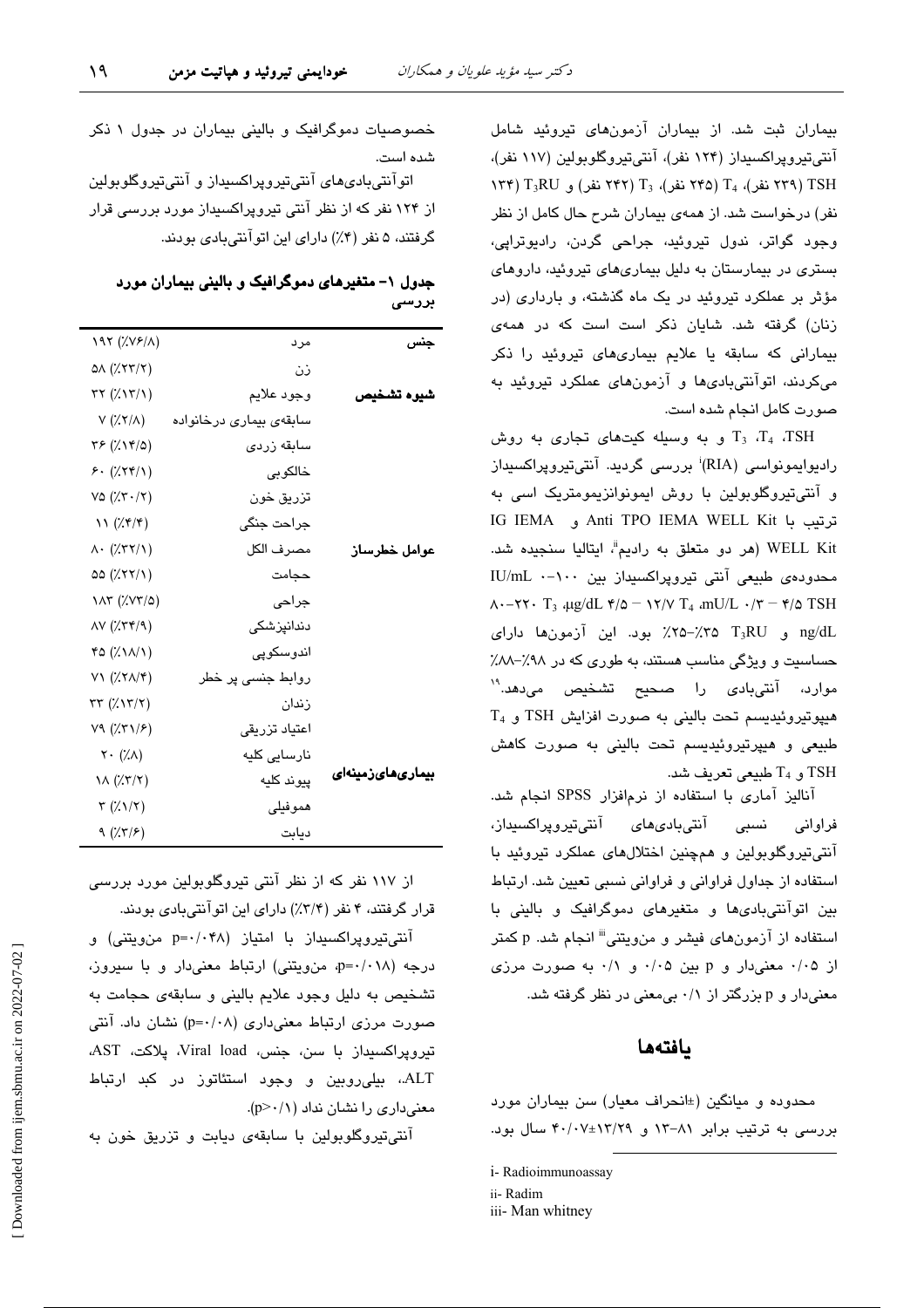بیماران ثبت شد. از بیماران آزمون‌های تیروئید شامل آنتی‌تیروپراکسیداز (۱۲۴ نفر)، آنتی‌تیروگلوبولین (۱۱۷ نفر)، TSH (۲۳۹ نفر)، $T_4$ (۲۴۵ نفر)، $T_3$ (۲۴۲ نفر) و $T_3RU$ (۱۳۴ نفر) درخواست شد. از همه‌ی بیماران شرح حال کامل از نظر وجود گواتر، ندول تیروئید، جراحی گردن، رادیوتراپی، بستری در بیمارستان به دلیل بیماری‌های تیروئید، داروهای مؤثر بر عملکرد تیروئید در یک ماه گذشته، و بارداری (در زنان) گرفته شد. شایان ذکر است است که در همه‌ی بیمارانی که سابقه یا علایم بیماری‌های تیروئید را ذکر می‌کردند، اتوآنتی‌بادی‌ها و آزمون‌های عملکرد تیروئید به صورت کامل انجام شده است.

TSH، $T_4$، $T_3$ و به وسیله کیت‌های تجاری به روش رادیوایمونواسی (RIA)[i] بررسی گردید. آنتی‌تیروپراکسیداز و آنتی‌تیروگلوبولین با روش ایمونوانزیمومتریک اسی به ترتیب با Anti TPO IEMA WELL Kit و IG IEMA WELL Kit (هر دو متعلق به رادیم[ii]، ایتالیا سنجیده شد. محدوده‌ی طبیعی آنتی تیروپراکسیداز بین ۱۰۰-۰ IU/mL، TSH ۴/۵ – ۰/۳ mU/L، $T_4$ ۱۲/۷ – ۴/۵ μg/dL، $T_3$ ۲۲۰-۸۰ ng/dL و $T_3RU$ ۳۵٪-۲۵٪ بود. این آزمون‌ها دارای حساسیت و ویژگی مناسب هستند، به طوری که در ۹۸٪-۸۸٪ موارد، آنتی‌بادی را صحیح تشخیص می‌دهد.[۱۹] هیپوتیروئیدیسم تحت بالینی به صورت افزایش TSH و $T_4$ طبیعی و هیپرتیروئیدیسم تحت بالینی به صورت کاهش TSH و $T_4$ طبیعی تعریف شد.

آنالیز آماری با استفاده از نرم‌افزار SPSS انجام شد. فراوانی نسبی آنتی‌بادی‌های آنتی‌تیروپراکسیداز، آنتی‌تیروگلوبولین و همچنین اختلال‌های عملکرد تیروئید با استفاده از جداول فراوانی و فراوانی نسبی تعیین شد. ارتباط بین اتوآنتی‌بادی‌ها و متغیرهای دموگرافیک و بالینی با استفاده از آزمون‌های فیشر و من‌ویتنی[iii] انجام شد. p کمتر از ۰/۰۵ معنی‌دار و p بین ۰/۰۵ و ۰/۱ به صورت مرزی معنی‌دار و p بزرگتر از ۰/۱ بی‌معنی در نظر گرفته شد.

## یافته‌ها

محدوده و میانگین (±انحراف معیار) سن بیماران مورد بررسی به ترتیب برابر ۸۱-۱۳ و ۱۳/۲۹±۴۰/۰۷ سال بود.

i- Radioimmunoassay

ii- Radim

iii- Man whitney

خصوصیات دموگرافیک و بالینی بیماران در جدول ۱ ذکر شده است.

اتوآنتی‌بادی‌های آنتی‌تیروپراکسیداز و آنتی‌تیروگلوبولین از ۱۲۴ نفر که از نظر آنتی تیروپراکسیداز مورد بررسی قرار گرفتند، ۵ نفر (۴٪) دارای این اتوآنتی‌بادی بودند.

**جدول ۱- متغیرهای دموگرافیک و بالینی بیماران مورد بررسی**

| | | |
|---|---|---|
| **جنس** | مرد | ۱۹۲ (٪۷۶/۸) |
| | زن | ۵۸ (٪۲۳/۲) |
| **شیوه تشخیص** | وجود علایم | ۳۲ (٪۱۳/۱) |
| | سابقه‌ی بیماری درخانواده | ۷ (٪۲/۸) |
| | سابقه زردی | ۳۶ (٪۱۴/۵) |
| | خالکوبی | ۶۰ (٪۲۴/۱) |
| | تزریق خون | ۷۵ (٪۳۰/۲) |
| | جراحت جنگی | ۱۱ (٪۴/۴) |
| **عوامل خطرساز** | مصرف الکل | ۸۰ (٪۳۲/۱) |
| | حجامت | ۵۵ (٪۲۲/۱) |
| | جراحی | ۱۸۳ (٪۷۳/۵) |
| | دندانپزشکی | ۸۷ (٪۳۴/۹) |
| | اندوسکوپی | ۴۵ (٪۱۸/۱) |
| | روابط جنسی پر خطر | ۷۱ (٪۲۸/۴) |
| | زندان | ۳۳ (٪۱۳/۲) |
| | اعتیاد تزریقی | ۷۹ (٪۳۱/۶) |
| | نارسایی کلیه | ۲۰ (٪۸) |
| **بیماری‌های‌زمینه‌ای** | پیوند کلیه | ۱۸ (٪۳/۲) |
| | هموفیلی | ۳ (٪۱/۲) |
| | دیابت | ۹ (٪۳/۶) |

از ۱۱۷ نفر که از نظر آنتی تیروگلوبولین مورد بررسی قرار گرفتند، ۴ نفر (٪۳/۴) دارای این اتوآنتی‌بادی بودند.

آنتی‌تیروپراکسیداز با امتیاز (p=۰/۰۴۸ من‌ویتنی) و درجه (p=۰/۰۱۸، من‌ویتنی) ارتباط معنی‌دار و با سیرون، تشخیص به دلیل وجود علایم بالینی و سابقه‌ی حجامت به صورت مرزی ارتباط معنی‌داری (p=۰/۰۸) نشان داد. آنتی تیروپراکسیداز با سن، جنس، Viral load، پلاکت، AST، ALT، بیلی‌روبین و وجود استئاتوز در کبد ارتباط معنی‌داری را نشان نداد (p>۰/۱).

آنتی‌تیروگلوبولین با سابقه‌ی دیابت و تزریق خون به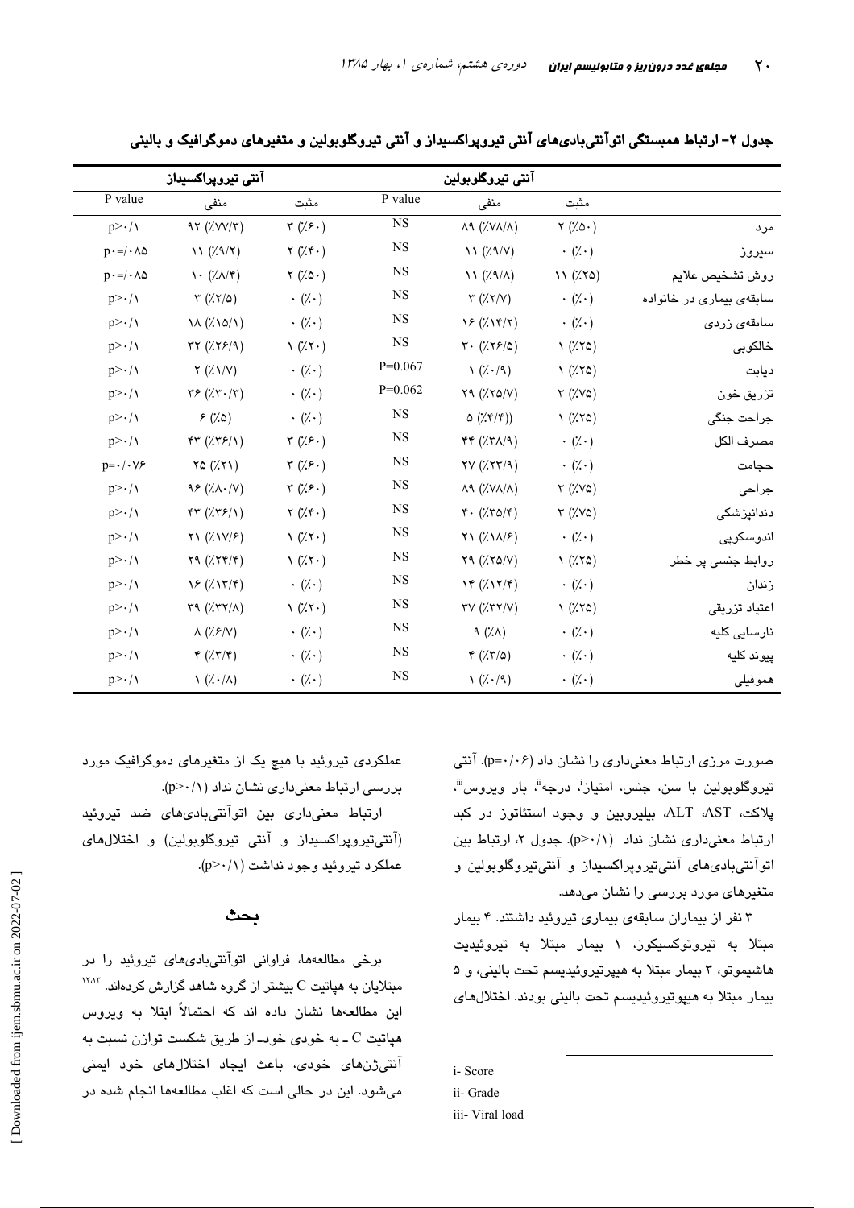**جدول ۲- ارتباط همبستگی اتوآنتی‌بادی‌های آنتی تیروپراکسیداز و آنتی تیروگلوبولین و متغیرهای دموگرافیک و بالینی**

| | آنتی تیروگلوبولین | | | آنتی تیروپراکسیداز | | |
|---|---|---|---|---|---|---|
| | مثبت | منفی | P value | مثبت | منفی | P value |
| مرد | ۲ (٪۵۰) | ۸۹ (٪۷۸/۸) | NS | ۳ (٪۶۰) | ۹۲ (٪۷۷/۳) | p>۰/۱ |
| سیروز | ۰ (٪۰) | ۱۱ (٪۹/۷) | NS | ۲ (٪۴۰) | ۱۱ (٪۹/۲) | p۰=/۰۸۵ |
| روش تشخیص علایم | ۱۱ (٪۲۵) | ۱۱ (٪۹/۸) | NS | ۲ (٪۵۰) | ۱۰ (٪۸/۴) | p۰=/۰۸۵ |
| سابقه‌ی بیماری در خانواده | ۰ (٪۰) | ۳ (٪۲/۷) | NS | ۰ (٪۰) | ۳ (٪۲/۵) | p>۰/۱ |
| سابقه‌ی زردی | ۰ (٪۰) | ۱۶ (٪۱۴/۲) | NS | ۰ (٪۰) | ۱۸ (٪۱۵/۱) | p>۰/۱ |
| خالکوبی | ۱ (٪۲۵) | ۳۰ (٪۲۶/۵) | NS | ۱ (٪۲۰) | ۳۲ (٪۲۶/۹) | p>۰/۱ |
| دیابت | ۱ (٪۲۵) | ۱ (٪۰/۹) | P=0.067 | ۰ (٪۰) | ۲ (٪۱/۷) | p>۰/۱ |
| تزریق خون | ۳ (٪۷۵) | ۲۹ (٪۲۵/۷) | P=0.062 | ۰ (٪۰) | ۳۶ (٪۳۰/۳) | p>۰/۱ |
| جراحت جنگی | ۱ (٪۲۵) | ۵ (٪۴/۴)) | NS | ۰ (٪۰) | ۶ (٪۵) | p>۰/۱ |
| مصرف الکل | ۰ (٪۰) | ۴۴ (٪۳۸/۹) | NS | ۳ (٪۶۰) | ۴۳ (٪۳۶/۱) | p>۰/۱ |
| حجامت | ۰ (٪۰) | ۲۷ (٪۲۳/۹) | NS | ۳ (٪۶۰) | ۲۵ (٪۲۱) | p=۰/۰۷۶ |
| جراحی | ۳ (٪۷۵) | ۸۹ (٪۷۸/۸) | NS | ۳ (٪۶۰) | ۹۶ (٪۸۰/۷) | p>۰/۱ |
| دندانپزشکی | ۳ (٪۷۵) | ۴۰ (٪۳۵/۴) | NS | ۲ (٪۴۰) | ۴۳ (٪۳۶/۱) | p>۰/۱ |
| اندوسکوپی | ۰ (٪۰) | ۲۱ (٪۱۸/۶) | NS | ۱ (٪۲۰) | ۲۱ (٪۱۷/۶) | p>۰/۱ |
| روابط جنسی پر خطر | ۱ (٪۲۵) | ۲۹ (٪۲۵/۷) | NS | ۱ (٪۲۰) | ۲۹ (٪۲۴/۴) | p>۰/۱ |
| زندان | ۰ (٪۰) | ۱۴ (٪۱۲/۴) | NS | ۰ (٪۰) | ۱۶ (٪۱۳/۴) | p>۰/۱ |
| اعتیاد تزریقی | ۱ (٪۲۵) | ۳۷ (٪۳۲/۷) | NS | ۱ (٪۲۰) | ۳۹ (٪۳۲/۸) | p>۰/۱ |
| نارسایی کلیه | ۰ (٪۰) | ۹ (٪۸) | NS | ۰ (٪۰) | ۸ (٪۶/۷) | p>۰/۱ |
| پیوند کلیه | ۰ (٪۰) | ۴ (٪۳/۵) | NS | ۰ (٪۰) | ۴ (٪۳/۴) | p>۰/۱ |
| هموفیلی | ۰ (٪۰) | ۱ (٪۰/۹) | NS | ۰ (٪۰) | ۱ (٪۰/۸) | p>۰/۱ |

صورت مرزی ارتباط معنی‌داری را نشان داد (p=۰/۰۶). آنتی تیروگلوبولین با سن، جنس، امتیاز[i]، درجه[ii]، بار ویروس[iii]، پلاکت، AST، ALT، بیلیروبین و وجود استئاتوز در کبد ارتباط معنی‌داری نشان نداد (p>۰/۱). جدول ۲، ارتباط بین اتوآنتی‌بادی‌های آنتی‌تیروپراکسیداز و آنتی‌تیروگلوبولین و متغیرهای مورد بررسی را نشان می‌دهد.

۳ نفر از بیماران سابقه‌ی بیماری تیروئید داشتند. ۴ بیمار مبتلا به تیروتوکسیکوز، ۱ بیمار مبتلا به تیروئیدیت هاشیموتو، ۳ بیمار مبتلا به هیپرتیروئیدیسم تحت بالینی، و ۵ بیمار مبتلا به هیپوتیروئیدیسم تحت بالینی بودند. اختلال‌های عملکردی تیروئید با هیچ یک از متغیرهای دموگرافیک مورد بررسی ارتباط معنی‌داری نشان نداد (p>۰/۱).

ارتباط معنی‌داری بین اتوآنتی‌بادی‌های ضد تیروئید (آنتی‌تیروپراکسیداز و آنتی تیروگلوبولین) و اختلال‌های عملکرد تیروئید وجود نداشت (p>۰/۱).

## بحث

برخی مطالعه‌ها، فراوانی اتوآنتی‌بادی‌های تیروئید را در مبتلایان به هپاتیت C بیشتر از گروه شاهد گزارش کرده‌اند.[۱۲،۱۳] این مطالعه‌ها نشان داده اند که احتمالاً ابتلا به ویروس هپاتیت C ـ به خودی خود ـ از طریق شکست توازن نسبت به آنتی‌ژن‌های خودی، باعث ایجاد اختلال‌های خود ایمنی می‌شود. این در حالی است که اغلب مطالعه‌ها انجام شده در

i- Score
ii- Grade
iii- Viral load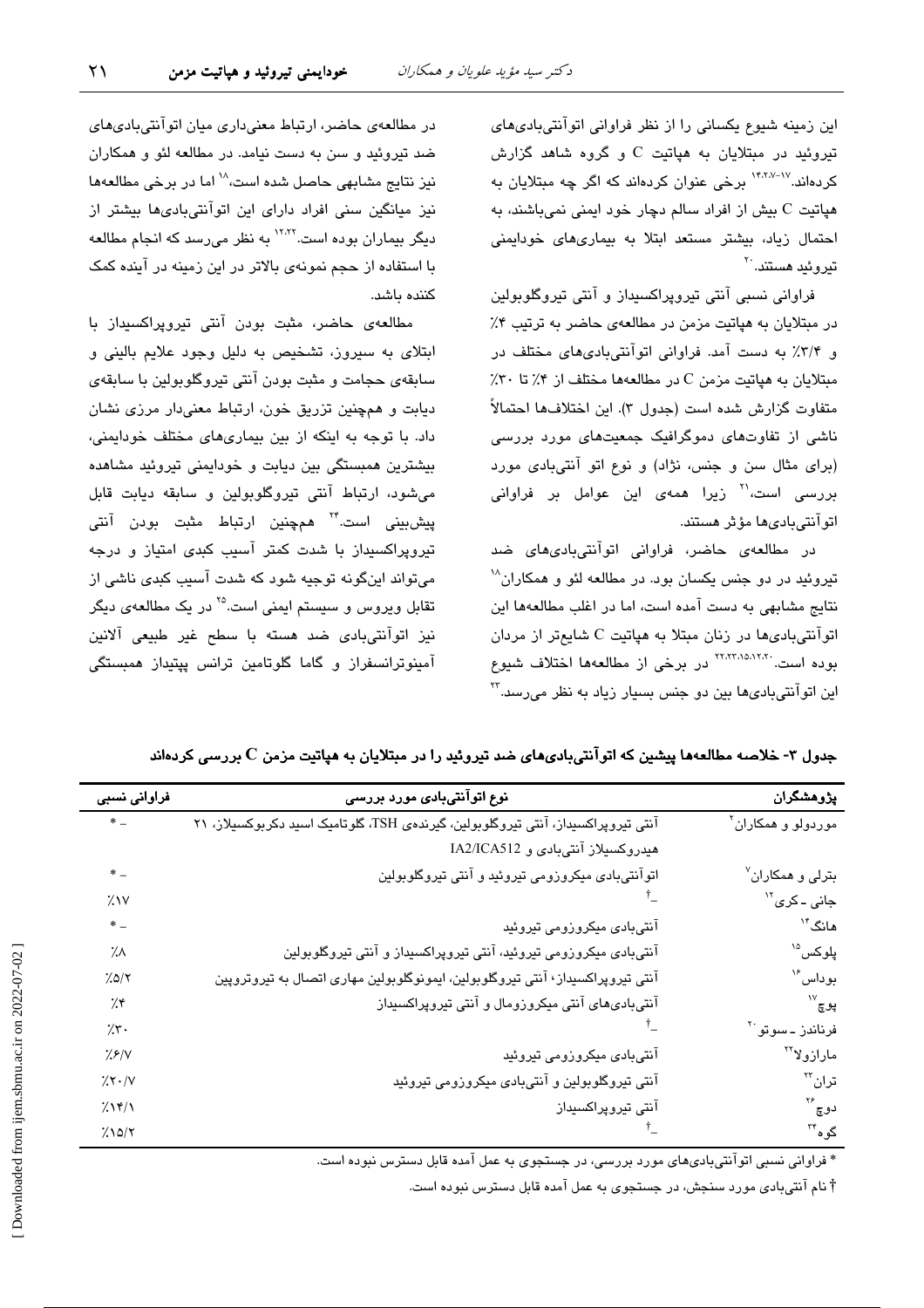این زمینه شیوع یکسانی را از نظر فراوانی اتوآنتی‌بادی‌های تیروئید در مبتلایان به هپاتیت C و گروه شاهد گزارش کرده‌اند.[۱۴،۲،۷-۱۷] برخی عنوان کرده‌اند که اگر چه مبتلایان به هپاتیت C بیش از افراد سالم دچار خود ایمنی نمی‌باشند، به احتمال زیاد، بیشتر مستعد ابتلا به بیماری‌های خودایمنی تیروئید هستند.[۲۰]

فراوانی نسبی آنتی تیروپراکسیداز و آنتی تیروگلوبولین در مبتلایان به هپاتیت مزمن در مطالعه‌ی حاضر به ترتیب ۴٪ و ۳/۴٪ به دست آمد. فراوانی اتوآنتی‌بادی‌های مختلف در مبتلایان به هپاتیت مزمن C در مطالعه‌ها مختلف از ۴٪ تا ۳۰٪ متفاوت گزارش شده است (جدول ۳). این اختلاف‌ها احتمالاً ناشی از تفاوت‌های دموگرافیک جمعیت‌های مورد بررسی (برای مثال سن و جنس، نژاد) و نوع اتو آنتی‌بادی مورد بررسی است،[۲۱] زیرا همه‌ی این عوامل بر فراوانی اتوآنتی‌بادی‌ها مؤثر هستند.

در مطالعه‌ی حاضر، فراوانی اتوآنتی‌بادی‌های ضد تیروئید در دو جنس یکسان بود. در مطالعه لئو و همکاران[۱۸] نتایج مشابهی به دست آمده است، اما در اغلب مطالعه‌ها این اتوآنتی‌بادی‌ها در زنان مبتلا به هپاتیت C شایع‌تر از مردان بوده است.[۲۲،۲۳،۱۵،۱۲،۲۰] در برخی از مطالعه‌ها اختلاف شیوع این اتوآنتی‌بادی‌ها بین دو جنس بسیار زیاد به نظر می‌رسد.[۲۳]

در مطالعه‌ی حاضر، ارتباط معنی‌داری میان اتوآنتی‌بادی‌های ضد تیروئید و سن به دست نیامد. در مطالعه لئو و همکاران نیز نتایج مشابهی حاصل شده است،[۱۸] اما در برخی مطالعه‌ها نیز میانگین سنی افراد دارای این اتوآنتی‌بادی‌ها بیشتر از دیگر بیماران بوده است.[۱۲،۲۲] به نظر می‌رسد که انجام مطالعه با استفاده از حجم نمونه‌ی بالاتر در این زمینه در آینده کمک کننده باشد.

مطالعه‌ی حاضر، مثبت بودن آنتی تیروپراکسیداز با ابتلای به سیروز، تشخیص به دلیل وجود علایم بالینی و سابقه‌ی حجامت و مثبت بودن آنتی تیروگلوبولین با سابقه‌ی دیابت و همچنین تزریق خون، ارتباط معنی‌دار مرزی نشان داد. با توجه به اینکه از بین بیماری‌های مختلف خودایمنی، بیشترین همبستگی بین دیابت و خودایمنی تیروئید مشاهده می‌شود، ارتباط آنتی تیروگلوبولین و سابقه دیابت قابل پیش‌بینی است.[۲۴] همچنین ارتباط مثبت بودن آنتی تیروپراکسیداز با شدت کمتر آسیب کبدی امتیاز و درجه می‌تواند این‌گونه توجیه شود که شدت آسیب کبدی ناشی از تقابل ویروس و سیستم ایمنی است.[۲۵] در یک مطالعه‌ی دیگر نیز اتوآنتی‌بادی ضد هسته با سطح غیر طبیعی آلانین آمینوترانسفراز و گاما گلوتامین ترانس پپتیداز همبستگی

**جدول ۳- خلاصه مطالعه‌ها پیشین که اتوآنتی‌بادی‌های ضد تیروئید را در مبتلایان به هپاتیت مزمن C بررسی کرده‌اند**

| پژوهشگران | نوع اتوآنتی‌بادی مورد بررسی | فراوانی نسبی |
|---|---|---|
| موردولو و همکاران[۲] | آنتی تیروپراکسیداز، آنتی تیروگلوبولین، گیرنده‌ی TSH، گلوتامیک اسید دکربوکسیلاز، ۲۱ هیدروکسیلاز آنتی‌بادی و IA2/ICA512 | –* |
| بترلی و همکاران[۷] | اتوآنتی‌بادی میکروزومی تیروئید و آنتی تیروگلوبولین | –* |
| جانی ـ کری[۱۲] | –† | ۱۷٪ |
| هانگ[۱۳] | آنتی‌بادی میکروزومی تیروئید | –* |
| پلوکس[۱۵] | آنتی‌بادی میکروزومی تیروئید، آنتی تیروپراکسیداز و آنتی تیروگلوبولین | ۸٪ |
| بوداس[۱۶] | آنتی تیروپراکسیداز، آنتی تیروگلوبولین، ایمونوگلوبولین مهاری اتصال به تیروتروپین | ۵/۲٪ |
| پوچ[۱۷] | آنتی‌بادی‌های آنتی میکروزومال و آنتی تیروپراکسیداز | ۴٪ |
| فرناندز ـ سوتو[۲۰] | –† | ۳۰٪ |
| مارازولا[۲۲] | آنتی‌بادی میکروزومی تیروئید | ۶/۷٪ |
| تران[۲۳] | آنتی تیروگلوبولین و آنتی‌بادی میکروزومی تیروئید | ۲۰/۷٪ |
| دوچ[۲۶] | آنتی تیروپراکسیداز | ۱۴/۱٪ |
| گوه[۲۴] | –† | ۱۵/۲٪ |

* فراوانی نسبی اتوآنتی‌بادی‌های مورد بررسی، در جستجوی به عمل آمده قابل دسترس نبوده است.

† نام آنتی‌بادی مورد سنجش، در جستجوی به عمل آمده قابل دسترس نبوده است.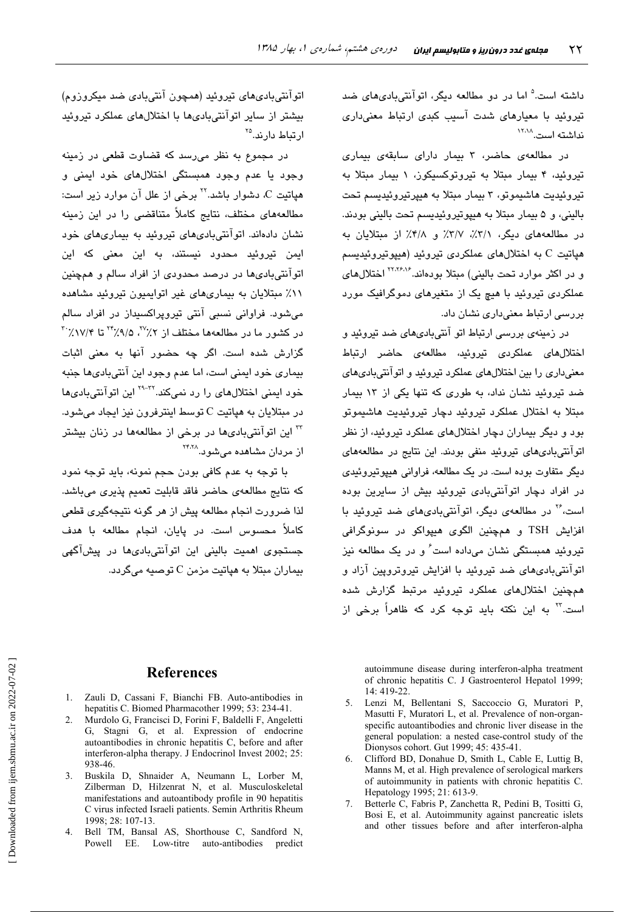داشته است.[5] اما در دو مطالعه دیگر، اتوآنتی‌بادی‌های ضد تیروئید با معیارهای شدت آسیب کبدی ارتباط معنی‌داری نداشته است.[12،18]

در مطالعه‌ی حاضر، ۳ بیمار دارای سابقه‌ی بیماری تیروئید، ۴ بیمار مبتلا به تیروتوکسیکوز، ۱ بیمار مبتلا به تیروئیدیت هاشیموتو، ۳ بیمار مبتلا به هیپرتیروئیدیسم تحت بالینی، و ۵ بیمار مبتلا به هیپوتیروئیدیسم تحت بالینی بودند. در مطالعه‌های دیگر، ۳/۱٪، ۳/۷٪ و ۴/۸٪ از مبتلایان به هپاتیت C به اختلال‌های عملکردی تیروئید (هیپوتیروئیدیسم و در اکثر موارد تحت بالینی) مبتلا بوده‌اند.[22،26،16] اختلال‌های عملکردی تیروئید با هیچ یک از متغیرهای دموگرافیک مورد بررسی ارتباط معنی‌داری نشان داد.

در زمینه‌ی بررسی ارتباط اتو آنتی‌بادی‌های ضد تیروئید و اختلال‌های عملکردی تیروئید، مطالعه‌ی حاضر ارتباط معنی‌داری را بین اختلال‌های عملکرد تیروئید و اتوآنتی‌بادی‌های ضد تیروئید نشان نداد، به طوری که تنها یکی از ۱۳ بیمار مبتلا به اختلال عملکرد تیروئید دچار تیروئیدیت هاشیموتو بود و دیگر بیماران دچار اختلال‌های عملکرد تیروئید، از نظر اتوآنتی‌بادی‌های تیروئید منفی بودند. این نتایج در مطالعه‌های دیگر متفاوت بوده است. در یک مطالعه، فراوانی هیپوتیروئیدی در افراد دچار اتوآنتی‌بادی تیروئید بیش از سایرین بوده است،[26] در مطالعه‌ی دیگر، اتوآنتی‌بادی‌های ضد تیروئید با افزایش TSH و همچنین الگوی هیپواکو در سونوگرافی تیروئید همبستگی نشان می‌داده است[6] و در یک مطالعه نیز اتوآنتی‌بادی‌های ضد تیروئید با افزایش تیروتروپین آزاد و همچنین اختلال‌های عملکرد تیروئید مرتبط گزارش شده است.[22] به این نکته باید توجه کرد که ظاهراً برخی از اتوآنتی‌بادی‌های تیروئید (همچون آنتی‌بادی ضد میکروزوم) بیشتر از سایر اتوآنتی‌بادی‌ها با اختلال‌های عملکرد تیروئید ارتباط دارند.[25]

در مجموع به نظر می‌رسد که قضاوت قطعی در زمینه وجود یا عدم وجود همبستگی اختلال‌های خود ایمنی و هپاتیت C، دشوار باشد.[22] برخی از علل آن موارد زیر است: مطالعه‌های مختلف، نتایج کاملاً متناقضی را در این زمینه نشان داده‌اند. اتوآنتی‌بادی‌های تیروئید به بیماری‌های خود ایمن تیروئید محدود نیستند، به این معنی که این اتوآنتی‌بادی‌ها در درصد محدودی از افراد سالم و همچنین ۱۱٪ مبتلایان به بیماری‌های غیر اتوایمیون تیروئید مشاهده می‌شود. فراوانی نسبی آنتی تیروپراکسیداز در افراد سالم در کشور ما در مطالعه‌ها مختلف از ۲٪[27]، ۹/۵٪[24] تا ۱۷/۴٪[30] گزارش شده است. اگر چه حضور آنها به معنی اثبات بیماری خود ایمنی است، اما عدم وجود این آنتی‌بادی‌ها جنبه خود ایمنی اختلال‌های را رد نمی‌کند.[22-29] این اتوآنتی‌بادی‌ها در مبتلایان به هپاتیت C توسط اینترفرون نیز ایجاد می‌شود.[33] این اتوآنتی‌بادی‌ها در برخی از مطالعه‌ها در زنان بیشتر از مردان مشاهده می‌شود.[24،28]

با توجه به عدم کافی بودن حجم نمونه، باید توجه نمود که نتایج مطالعه‌ی حاضر فاقد قابلیت تعمیم پذیری می‌باشد. لذا ضرورت انجام مطالعه پیش از هر گونه نتیجه‌گیری قطعی کاملاً محسوس است. در پایان، انجام مطالعه با هدف جستجوی اهمیت بالینی این اتوآنتی‌بادی‌ها در پیش‌آگهی بیماران مبتلا به هپاتیت مزمن C توصیه می‌گردد.

## References

1. Zauli D, Cassani F, Bianchi FB. Auto-antibodies in hepatitis C. Biomed Pharmacother 1999; 53: 234-41.
2. Murdolo G, Francisci D, Forini F, Baldelli F, Angeletti G, Stagni G, et al. Expression of endocrine autoantibodies in chronic hepatitis C, before and after interferon-alpha therapy. J Endocrinol Invest 2002; 25: 938-46.
3. Buskila D, Shnaider A, Neumann L, Lorber M, Zilberman D, Hilzenrat N, et al. Musculoskeletal manifestations and autoantibody profile in 90 hepatitis C virus infected Israeli patients. Semin Arthritis Rheum 1998; 28: 107-13.
4. Bell TM, Bansal AS, Shorthouse C, Sandford N, Powell EE. Low-titre auto-antibodies predict autoimmune disease during interferon-alpha treatment of chronic hepatitis C. J Gastroenterol Hepatol 1999; 14: 419-22.
5. Lenzi M, Bellentani S, Saccoccio G, Muratori P, Masutti F, Muratori L, et al. Prevalence of non-organ-specific autoantibodies and chronic liver disease in the general population: a nested case-control study of the Dionysos cohort. Gut 1999; 45: 435-41.
6. Clifford BD, Donahue D, Smith L, Cable E, Luttig B, Manns M, et al. High prevalence of serological markers of autoimmunity in patients with chronic hepatitis C. Hepatology 1995; 21: 613-9.
7. Betterle C, Fabris P, Zanchetta R, Pedini B, Tositti G, Bosi E, et al. Autoimmunity against pancreatic islets and other tissues before and after interferon-alpha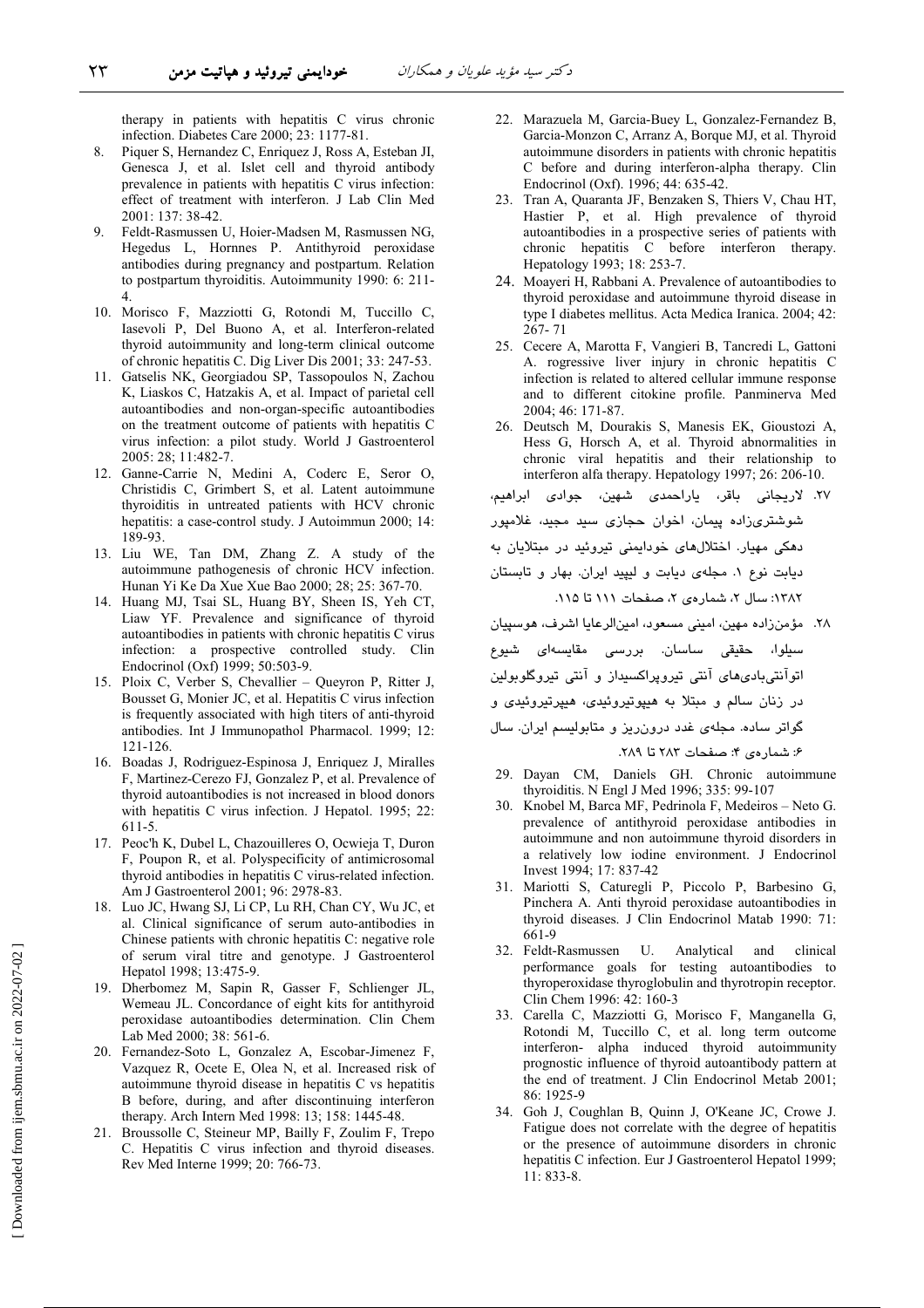therapy in patients with hepatitis C virus chronic infection. Diabetes Care 2000; 23: 1177-81.

8. Piquer S, Hernandez C, Enriquez J, Ross A, Esteban JI, Genesca J, et al. Islet cell and thyroid antibody prevalence in patients with hepatitis C virus infection: effect of treatment with interferon. J Lab Clin Med 2001: 137: 38-42.
9. Feldt-Rasmussen U, Hoier-Madsen M, Rasmussen NG, Hegedus L, Hornnes P. Antithyroid peroxidase antibodies during pregnancy and postpartum. Relation to postpartum thyroiditis. Autoimmunity 1990: 6: 211-4.
10. Morisco F, Mazziotti G, Rotondi M, Tuccillo C, Iasevoli P, Del Buono A, et al. Interferon-related thyroid autoimmunity and long-term clinical outcome of chronic hepatitis C. Dig Liver Dis 2001; 33: 247-53.
11. Gatselis NK, Georgiadou SP, Tassopoulos N, Zachou K, Liaskos C, Hatzakis A, et al. Impact of parietal cell autoantibodies and non-organ-specific autoantibodies on the treatment outcome of patients with hepatitis C virus infection: a pilot study. World J Gastroenterol 2005: 28; 11:482-7.
12. Ganne-Carrie N, Medini A, Coderc E, Seror O, Christidis C, Grimbert S, et al. Latent autoimmune thyroiditis in untreated patients with HCV chronic hepatitis: a case-control study. J Autoimmun 2000; 14: 189-93.
13. Liu WE, Tan DM, Zhang Z. A study of the autoimmune pathogenesis of chronic HCV infection. Hunan Yi Ke Da Xue Xue Bao 2000; 28; 25: 367-70.
14. Huang MJ, Tsai SL, Huang BY, Sheen IS, Yeh CT, Liaw YF. Prevalence and significance of thyroid autoantibodies in patients with chronic hepatitis C virus infection: a prospective controlled study. Clin Endocrinol (Oxf) 1999; 50:503-9.
15. Ploix C, Verber S, Chevallier – Queyron P, Ritter J, Bousset G, Monier JC, et al. Hepatitis C virus infection is frequently associated with high titers of anti-thyroid antibodies. Int J Immunopathol Pharmacol. 1999; 12: 121-126.
16. Boadas J, Rodriguez-Espinosa J, Enriquez J, Miralles F, Martinez-Cerezo FJ, Gonzalez P, et al. Prevalence of thyroid autoantibodies is not increased in blood donors with hepatitis C virus infection. J Hepatol. 1995; 22: 611-5.
17. Peoc'h K, Dubel L, Chazouilleres O, Ocwieja T, Duron F, Poupon R, et al. Polyspecificity of antimicrosomal thyroid antibodies in hepatitis C virus-related infection. Am J Gastroenterol 2001; 96: 2978-83.
18. Luo JC, Hwang SJ, Li CP, Lu RH, Chan CY, Wu JC, et al. Clinical significance of serum auto-antibodies in Chinese patients with chronic hepatitis C: negative role of serum viral titre and genotype. J Gastroenterol Hepatol 1998; 13:475-9.
19. Dherbomez M, Sapin R, Gasser F, Schlienger JL, Wemeau JL. Concordance of eight kits for antithyroid peroxidase autoantibodies determination. Clin Chem Lab Med 2000; 38: 561-6.
20. Fernandez-Soto L, Gonzalez A, Escobar-Jimenez F, Vazquez R, Ocete E, Olea N, et al. Increased risk of autoimmune thyroid disease in hepatitis C vs hepatitis B before, during, and after discontinuing interferon therapy. Arch Intern Med 1998: 13; 158: 1445-48.
21. Broussolle C, Steineur MP, Bailly F, Zoulim F, Trepo C. Hepatitis C virus infection and thyroid diseases. Rev Med Interne 1999; 20: 766-73.
22. Marazuela M, Garcia-Buey L, Gonzalez-Fernandez B, Garcia-Monzon C, Arranz A, Borque MJ, et al. Thyroid autoimmune disorders in patients with chronic hepatitis C before and during interferon-alpha therapy. Clin Endocrinol (Oxf). 1996; 44: 635-42.
23. Tran A, Quaranta JF, Benzaken S, Thiers V, Chau HT, Hastier P, et al. High prevalence of thyroid autoantibodies in a prospective series of patients with chronic hepatitis C before interferon therapy. Hepatology 1993; 18: 253-7.
24. Moayeri H, Rabbani A. Prevalence of autoantibodies to thyroid peroxidase and autoimmune thyroid disease in type I diabetes mellitus. Acta Medica Iranica. 2004; 42: 267- 71
25. Cecere A, Marotta F, Vangieri B, Tancredi L, Gattoni A. rogressive liver injury in chronic hepatitis C infection is related to altered cellular immune response and to different citokine profile. Panminerva Med 2004; 46: 171-87.
26. Deutsch M, Dourakis S, Manesis EK, Gioustozi A, Hess G, Horsch A, et al. Thyroid abnormalities in chronic viral hepatitis and their relationship to interferon alfa therapy. Hepatology 1997; 26: 206-10.
27. لاریجانی باقر، یاراحمدی شهین، جوادی ابراهیم، شوشتری‌زاده پیمان، اخوان حجازی سید مجید، غلامپور دهکی مهیار. اختلال‌های خودایمنی تیروئید در مبتلایان به دیابت نوع ۱. مجله‌ی دیابت و لیپید ایران. بهار و تابستان ۱۳۸۲: سال ۲، شماره‌ی ۲، صفحات ۱۱۱ تا ۱۱۵.
28. مؤمن‌زاده مهین، امینی مسعود، امین‌الرعایا اشرف، هوسپیان سیلوا، حقیقی ساسان. بررسی مقایسه‌ای شیوع اتوآنتی‌بادی‌های آنتی تیروپراکسیداز و آنتی تیروگلوبولین در زنان سالم و مبتلا به هیپوتیروئیدی، هیپرتیروئیدی و گواتر ساده. مجله‌ی غدد درون‌ریز و متابولیسم ایران. سال ۶: شماره‌ی ۴: صفحات ۲۸۳ تا ۲۸۹.
29. Dayan CM, Daniels GH. Chronic autoimmune thyroiditis. N Engl J Med 1996; 335: 99-107
30. Knobel M, Barca MF, Pedrinola F, Medeiros – Neto G. prevalence of antithyroid peroxidase antibodies in autoimmune and non autoimmune thyroid disorders in a relatively low iodine environment. J Endocrinol Invest 1994; 17: 837-42
31. Mariotti S, Caturegli P, Piccolo P, Barbesino G, Pinchera A. Anti thyroid peroxidase autoantibodies in thyroid diseases. J Clin Endocrinol Matab 1990: 71: 661-9
32. Feldt-Rasmussen U. Analytical and clinical performance goals for testing autoantibodies to thyroperoxidase thyroglobulin and thyrotropin receptor. Clin Chem 1996: 42: 160-3
33. Carella C, Mazziotti G, Morisco F, Manganella G, Rotondi M, Tuccillo C, et al. long term outcome interferon- alpha induced thyroid autoimmunity prognostic influence of thyroid autoantibody pattern at the end of treatment. J Clin Endocrinol Metab 2001; 86: 1925-9
34. Goh J, Coughlan B, Quinn J, O'Keane JC, Crowe J. Fatigue does not correlate with the degree of hepatitis or the presence of autoimmune disorders in chronic hepatitis C infection. Eur J Gastroenterol Hepatol 1999; 11: 833-8.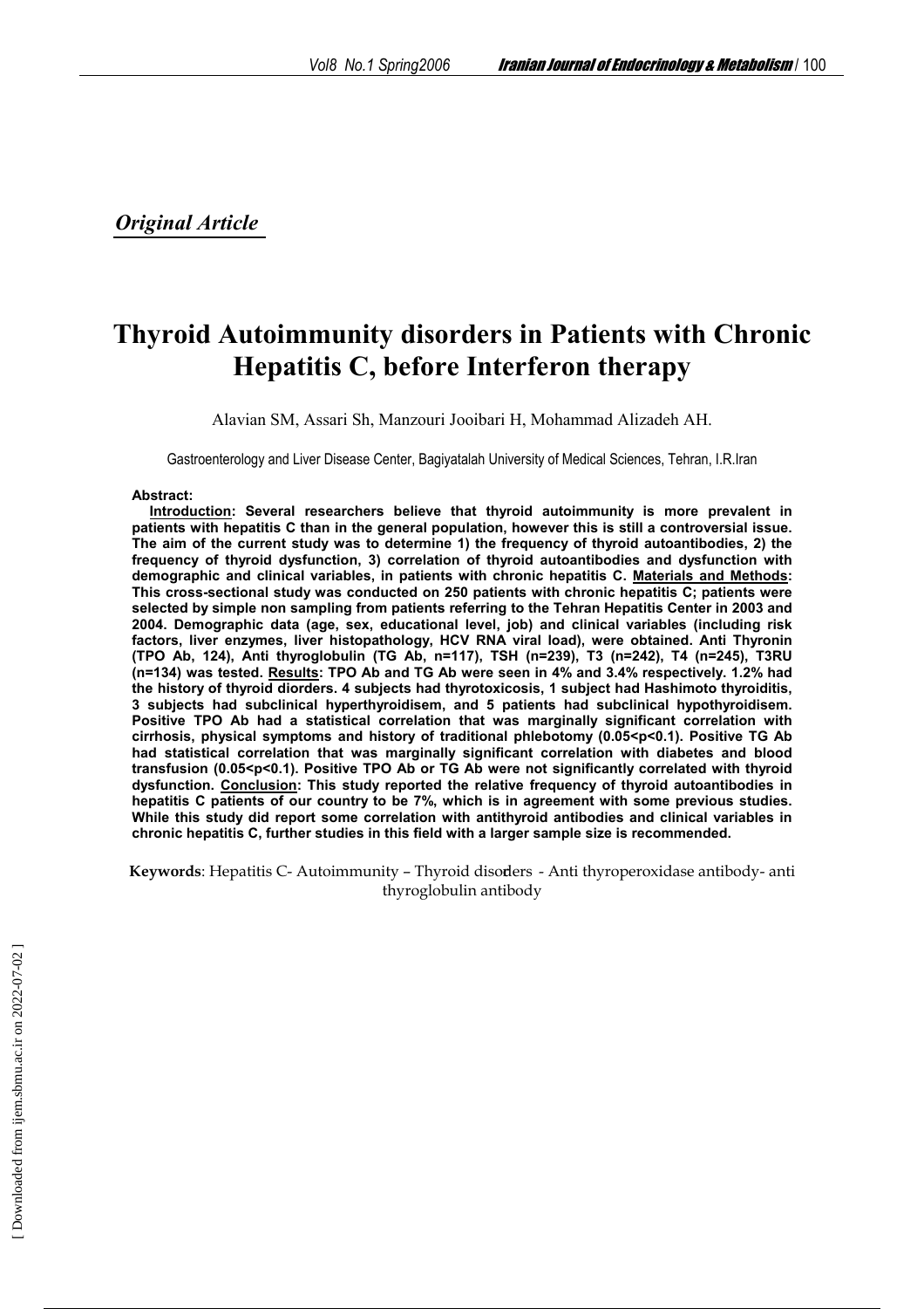*Original Article*

# Thyroid Autoimmunity disorders in Patients with Chronic Hepatitis C, before Interferon therapy

Alavian SM, Assari Sh, Manzouri Jooibari H, Mohammad Alizadeh AH.

Gastroenterology and Liver Disease Center, Bagiyatalah University of Medical Sciences, Tehran, I.R.Iran

**Abstract:**

**Introduction: Several researchers believe that thyroid autoimmunity is more prevalent in patients with hepatitis C than in the general population, however this is still a controversial issue. The aim of the current study was to determine 1) the frequency of thyroid autoantibodies, 2) the frequency of thyroid dysfunction, 3) correlation of thyroid autoantibodies and dysfunction with demographic and clinical variables, in patients with chronic hepatitis C. Materials and Methods: This cross-sectional study was conducted on 250 patients with chronic hepatitis C; patients were selected by simple non sampling from patients referring to the Tehran Hepatitis Center in 2003 and 2004. Demographic data (age, sex, educational level, job) and clinical variables (including risk factors, liver enzymes, liver histopathology, HCV RNA viral load), were obtained. Anti Thyronin (TPO Ab, 124), Anti thyroglobulin (TG Ab, n=117), TSH (n=239), T3 (n=242), T4 (n=245), T3RU (n=134) was tested. Results: TPO Ab and TG Ab were seen in 4% and 3.4% respectively. 1.2% had the history of thyroid diorders. 4 subjects had thyrotoxicosis, 1 subject had Hashimoto thyroiditis, 3 subjects had subclinical hyperthyroidisem, and 5 patients had subclinical hypothyroidisem. Positive TPO Ab had a statistical correlation that was marginally significant correlation with cirrhosis, physical symptoms and history of traditional phlebotomy ($0.05<p<0.1$). Positive TG Ab had statistical correlation that was marginally significant correlation with diabetes and blood transfusion ($0.05<p<0.1$). Positive TPO Ab or TG Ab were not significantly correlated with thyroid dysfunction. Conclusion: This study reported the relative frequency of thyroid autoantibodies in hepatitis C patients of our country to be 7%, which is in agreement with some previous studies. While this study did report some correlation with antithyroid antibodies and clinical variables in chronic hepatitis C, further studies in this field with a larger sample size is recommended.**

**Keywords**: Hepatitis C- Autoimmunity – Thyroid disorders - Anti thyroperoxidase antibody- anti thyroglobulin antibody